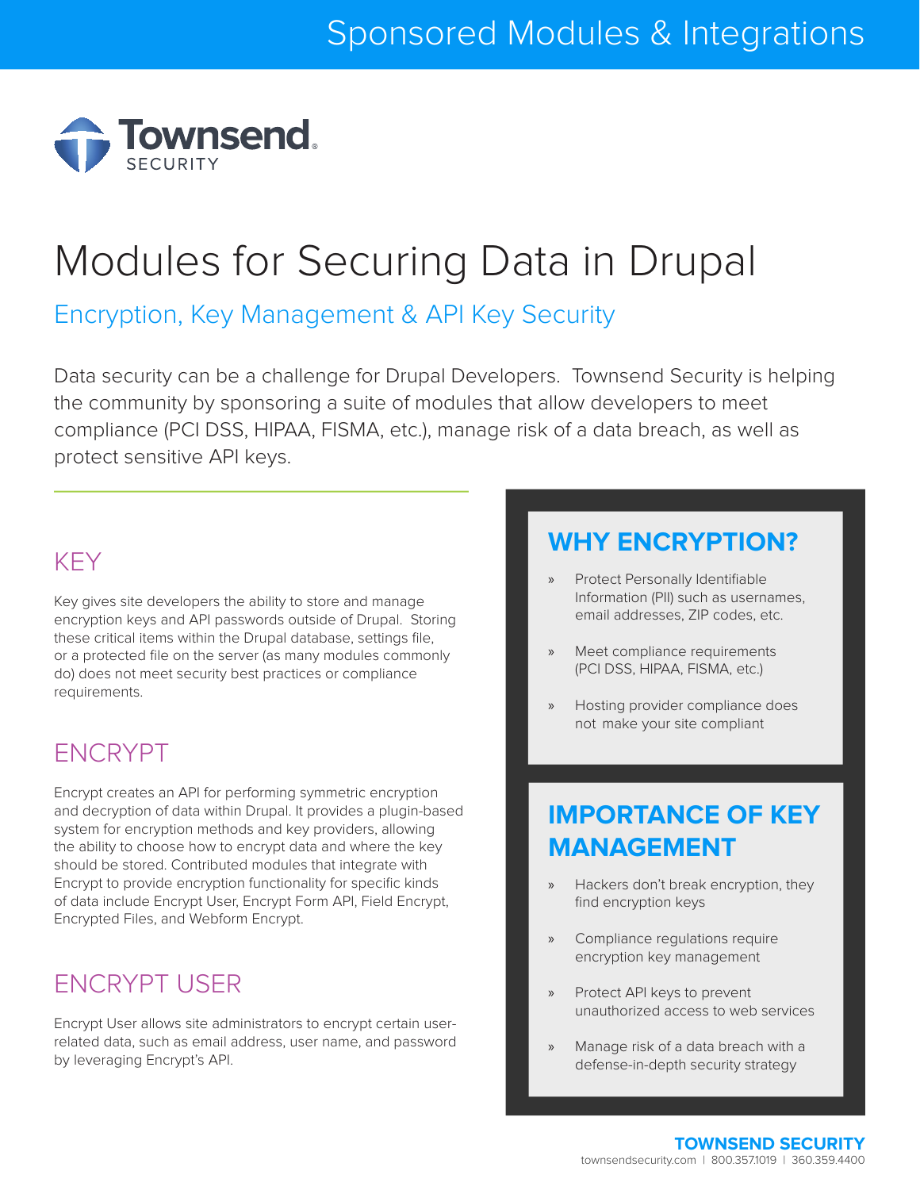Sponsored Modules & Integrations

Townsend SECURITY

# Modules for Securing Data in Drupal

## Encryption, Key Management & API Key Security

Data security can be a challenge for Drupal Developers. Townsend Security is helping the community by sponsoring a suite of modules that allow developers to meet compliance (PCI DSS, HIPAA, FISMA, etc.), manage risk of a data breach, as well as protect sensitive API keys.

### KEY

Key gives site developers the ability to store and manage encryption keys and API passwords outside of Drupal. Storing these critical items within the Drupal database, settings file, or a protected file on the server (as many modules commonly do) does not meet security best practices or compliance requirements.

### ENCRYPT

Encrypt creates an API for performing symmetric encryption and decryption of data within Drupal. It provides a plugin-based system for encryption methods and key providers, allowing the ability to choose how to encrypt data and where the key should be stored. Contributed modules that integrate with Encrypt to provide encryption functionality for specific kinds of data include Encrypt User, Encrypt Form API, Field Encrypt, Encrypted Files, and Webform Encrypt.

### ENCRYPT USER

Encrypt User allows site administrators to encrypt certain user-related data, such as email address, user name, and password by leveraging Encrypt's API.

### WHY ENCRYPTION?

- Protect Personally Identifiable Information (PII) such as usernames, email addresses, ZIP codes, etc.
- Meet compliance requirements (PCI DSS, HIPAA, FISMA, etc.)
- Hosting provider compliance does not make your site compliant

### IMPORTANCE OF KEY MANAGEMENT

- Hackers don't break encryption, they find encryption keys
- Compliance regulations require encryption key management
- Protect API keys to prevent unauthorized access to web services
- Manage risk of a data breach with a defense-in-depth security strategy

**TOWNSEND SECURITY**
townsendsecurity.com | 800.357.1019 | 360.359.4400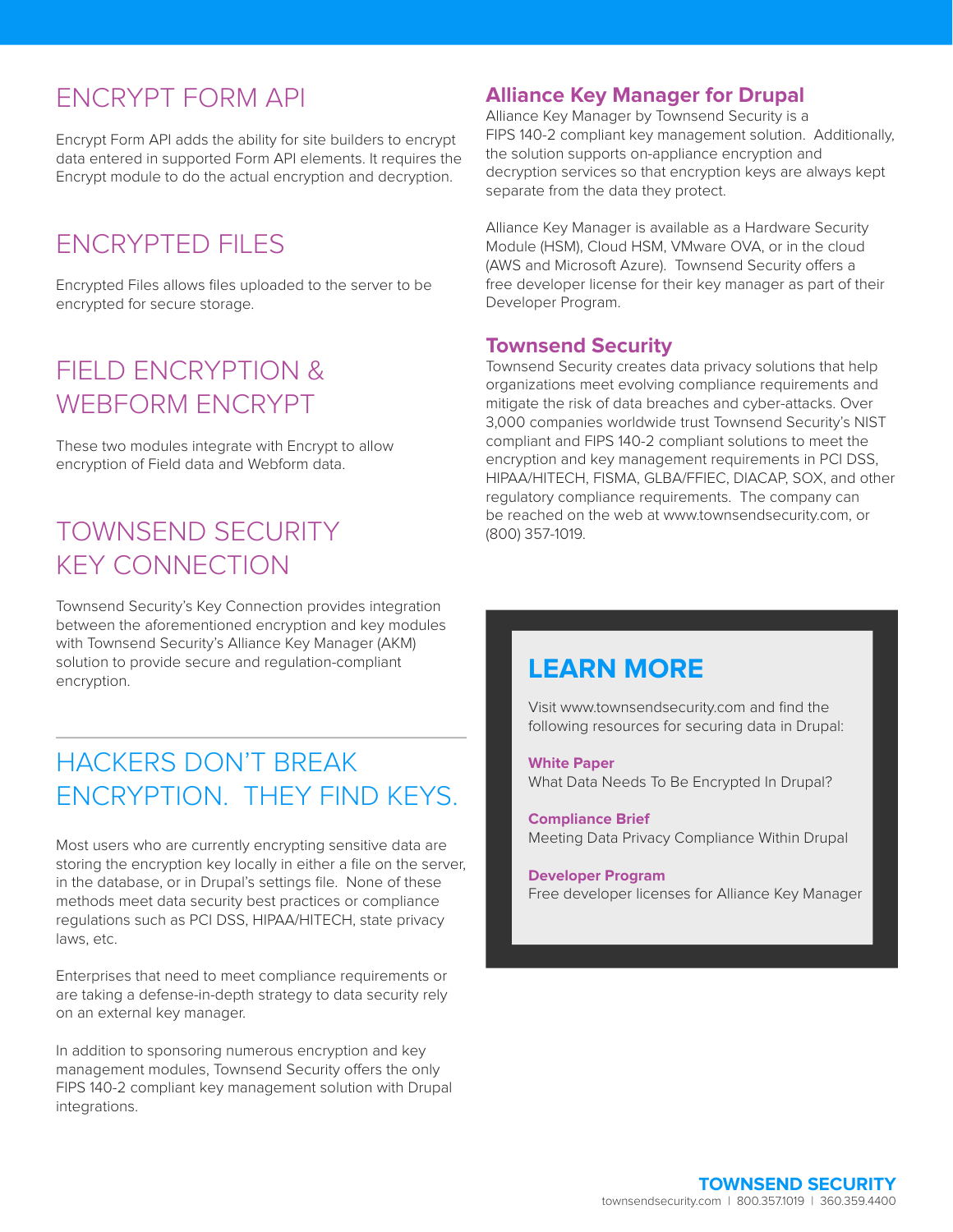## ENCRYPT FORM API

Encrypt Form API adds the ability for site builders to encrypt data entered in supported Form API elements. It requires the Encrypt module to do the actual encryption and decryption.

## ENCRYPTED FILES

Encrypted Files allows files uploaded to the server to be encrypted for secure storage.

## FIELD ENCRYPTION & WEBFORM ENCRYPT

These two modules integrate with Encrypt to allow encryption of Field data and Webform data.

## TOWNSEND SECURITY KEY CONNECTION

Townsend Security's Key Connection provides integration between the aforementioned encryption and key modules with Townsend Security's Alliance Key Manager (AKM) solution to provide secure and regulation-compliant encryption.

---

## HACKERS DON'T BREAK ENCRYPTION. THEY FIND KEYS.

Most users who are currently encrypting sensitive data are storing the encryption key locally in either a file on the server, in the database, or in Drupal's settings file. None of these methods meet data security best practices or compliance regulations such as PCI DSS, HIPAA/HITECH, state privacy laws, etc.

Enterprises that need to meet compliance requirements or are taking a defense-in-depth strategy to data security rely on an external key manager.

In addition to sponsoring numerous encryption and key management modules, Townsend Security offers the only FIPS 140-2 compliant key management solution with Drupal integrations.

### Alliance Key Manager for Drupal

Alliance Key Manager by Townsend Security is a FIPS 140-2 compliant key management solution. Additionally, the solution supports on-appliance encryption and decryption services so that encryption keys are always kept separate from the data they protect.

Alliance Key Manager is available as a Hardware Security Module (HSM), Cloud HSM, VMware OVA, or in the cloud (AWS and Microsoft Azure). Townsend Security offers a free developer license for their key manager as part of their Developer Program.

### Townsend Security

Townsend Security creates data privacy solutions that help organizations meet evolving compliance requirements and mitigate the risk of data breaches and cyber-attacks. Over 3,000 companies worldwide trust Townsend Security's NIST compliant and FIPS 140-2 compliant solutions to meet the encryption and key management requirements in PCI DSS, HIPAA/HITECH, FISMA, GLBA/FFIEC, DIACAP, SOX, and other regulatory compliance requirements. The company can be reached on the web at www.townsendsecurity.com, or (800) 357-1019.

## LEARN MORE

Visit www.townsendsecurity.com and find the following resources for securing data in Drupal:

**White Paper**
What Data Needs To Be Encrypted In Drupal?

**Compliance Brief**
Meeting Data Privacy Compliance Within Drupal

**Developer Program**
Free developer licenses for Alliance Key Manager